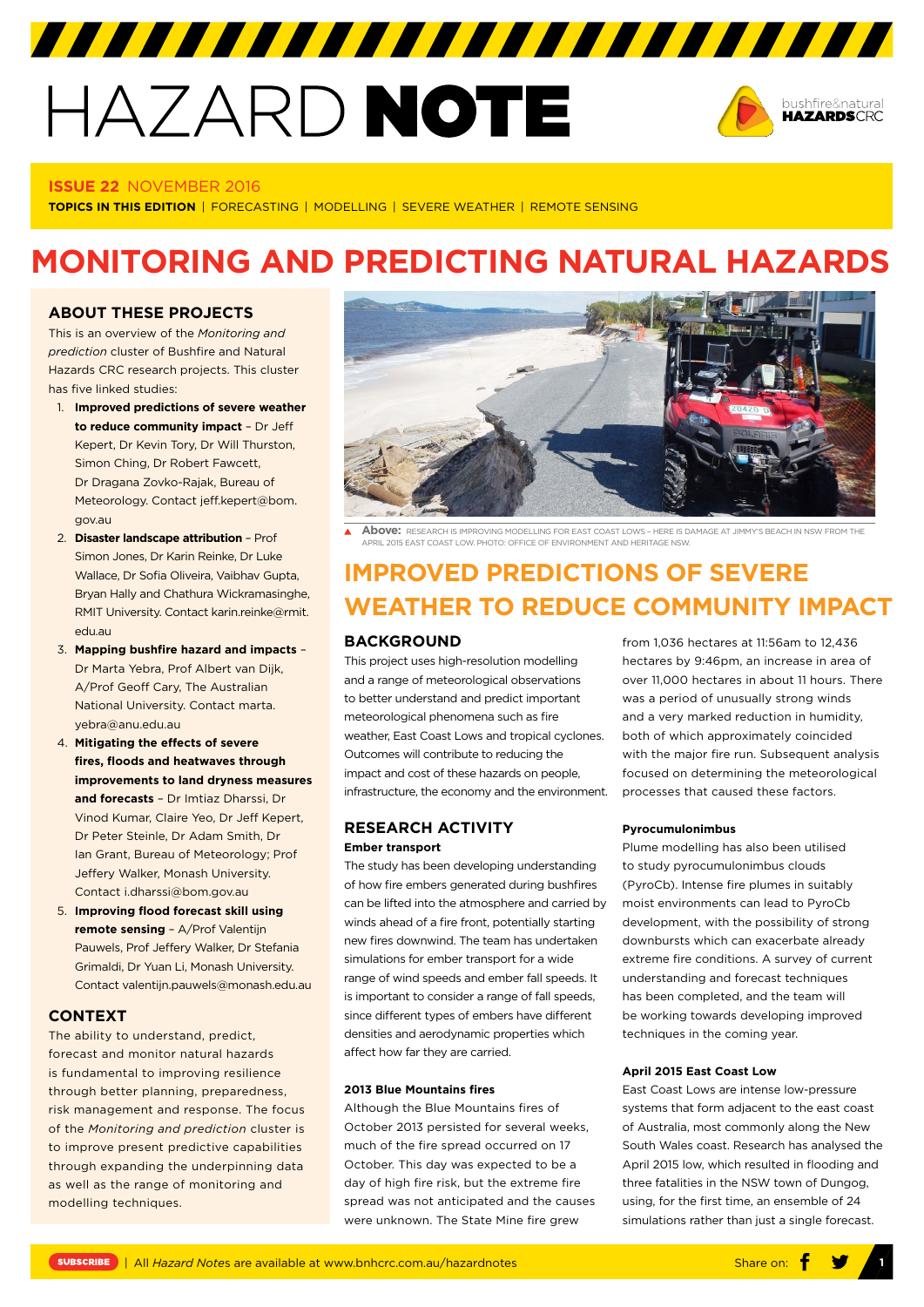# HAZARD NOTE

**ISSUE 22** NOVEMBER 2016

**TOPICS IN THIS EDITION** | FORECASTING | MODELLING | SEVERE WEATHER | REMOTE SENSING

# MONITORING AND PREDICTING NATURAL HAZARDS

## ABOUT THESE PROJECTS

This is an overview of the *Monitoring and prediction* cluster of Bushfire and Natural Hazards CRC research projects. This cluster has five linked studies:

1. **Improved predictions of severe weather to reduce community impact** – Dr Jeff Kepert, Dr Kevin Tory, Dr Will Thurston, Simon Ching, Dr Robert Fawcett, Dr Dragana Zovko-Rajak, Bureau of Meteorology. Contact jeff.kepert@bom.gov.au
2. **Disaster landscape attribution** – Prof Simon Jones, Dr Karin Reinke, Dr Luke Wallace, Dr Sofia Oliveira, Vaibhav Gupta, Bryan Hally and Chathura Wickramasinghe, RMIT University. Contact karin.reinke@rmit.edu.au
3. **Mapping bushfire hazard and impacts** – Dr Marta Yebra, Prof Albert van Dijk, A/Prof Geoff Cary, The Australian National University. Contact marta.yebra@anu.edu.au
4. **Mitigating the effects of severe fires, floods and heatwaves through improvements to land dryness measures and forecasts** – Dr Imtiaz Dharssi, Dr Vinod Kumar, Claire Yeo, Dr Jeff Kepert, Dr Peter Steinle, Dr Adam Smith, Dr Ian Grant, Bureau of Meteorology; Prof Jeffery Walker, Monash University. Contact i.dharssi@bom.gov.au
5. **Improving flood forecast skill using remote sensing** – A/Prof Valentijn Pauwels, Prof Jeffery Walker, Dr Stefania Grimaldi, Dr Yuan Li, Monash University. Contact valentijn.pauwels@monash.edu.au

## CONTEXT

The ability to understand, predict, forecast and monitor natural hazards is fundamental to improving resilience through better planning, preparedness, risk management and response. The focus of the *Monitoring and prediction* cluster is to improve present predictive capabilities through expanding the underpinning data as well as the range of monitoring and modelling techniques.

**Above:** RESEARCH IS IMPROVING MODELLING FOR EAST COAST LOWS – HERE IS DAMAGE AT JIMMY'S BEACH IN NSW FROM THE APRIL 2015 EAST COAST LOW. PHOTO: OFFICE OF ENVIRONMENT AND HERITAGE NSW.

# IMPROVED PREDICTIONS OF SEVERE WEATHER TO REDUCE COMMUNITY IMPACT

## BACKGROUND

This project uses high-resolution modelling and a range of meteorological observations to better understand and predict important meteorological phenomena such as fire weather, East Coast Lows and tropical cyclones. Outcomes will contribute to reducing the impact and cost of these hazards on people, infrastructure, the economy and the environment.

## RESEARCH ACTIVITY

### Ember transport

The study has been developing understanding of how fire embers generated during bushfires can be lifted into the atmosphere and carried by winds ahead of a fire front, potentially starting new fires downwind. The team has undertaken simulations for ember transport for a wide range of wind speeds and ember fall speeds. It is important to consider a range of fall speeds, since different types of embers have different densities and aerodynamic properties which affect how far they are carried.

### 2013 Blue Mountains fires

Although the Blue Mountains fires of October 2013 persisted for several weeks, much of the fire spread occurred on 17 October. This day was expected to be a day of high fire risk, but the extreme fire spread was not anticipated and the causes were unknown. The State Mine fire grew from 1,036 hectares at 11:56am to 12,436 hectares by 9:46pm, an increase in area of over 11,000 hectares in about 11 hours. There was a period of unusually strong winds and a very marked reduction in humidity, both of which approximately coincided with the major fire run. Subsequent analysis focused on determining the meteorological processes that caused these factors.

### Pyrocumulonimbus

Plume modelling has also been utilised to study pyrocumulonimbus clouds (PyroCb). Intense fire plumes in suitably moist environments can lead to PyroCb development, with the possibility of strong downbursts which can exacerbate already extreme fire conditions. A survey of current understanding and forecast techniques has been completed, and the team will be working towards developing improved techniques in the coming year.

### April 2015 East Coast Low

East Coast Lows are intense low-pressure systems that form adjacent to the east coast of Australia, most commonly along the New South Wales coast. Research has analysed the April 2015 low, which resulted in flooding and three fatalities in the NSW town of Dungog, using, for the first time, an ensemble of 24 simulations rather than just a single forecast.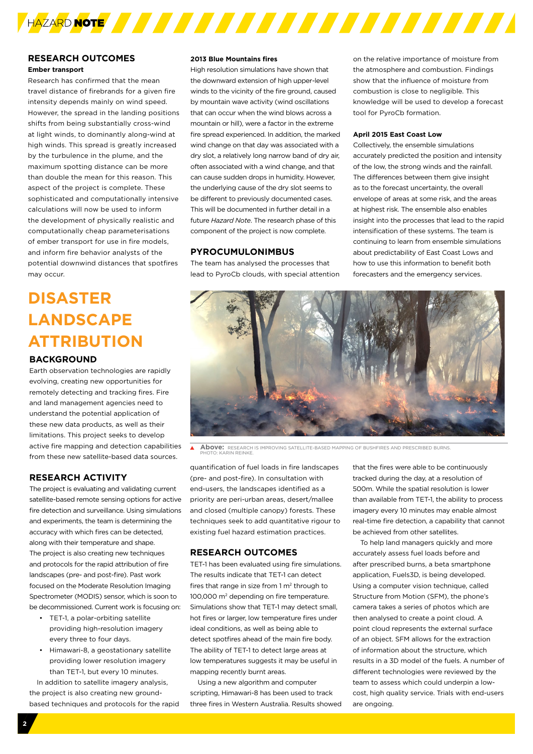## RESEARCH OUTCOMES

### Ember transport

Research has confirmed that the mean travel distance of firebrands for a given fire intensity depends mainly on wind speed. However, the spread in the landing positions shifts from being substantially cross-wind at light winds, to dominantly along-wind at high winds. This spread is greatly increased by the turbulence in the plume, and the maximum spotting distance can be more than double the mean for this reason. This aspect of the project is complete. These sophisticated and computationally intensive calculations will now be used to inform the development of physically realistic and computationally cheap parameterisations of ember transport for use in fire models, and inform fire behavior analysts of the potential downwind distances that spotfires may occur.

### 2013 Blue Mountains fires

High resolution simulations have shown that the downward extension of high upper-level winds to the vicinity of the fire ground, caused by mountain wave activity (wind oscillations that can occur when the wind blows across a mountain or hill), were a factor in the extreme fire spread experienced. In addition, the marked wind change on that day was associated with a dry slot, a relatively long narrow band of dry air, often associated with a wind change, and that can cause sudden drops in humidity. However, the underlying cause of the dry slot seems to be different to previously documented cases. This will be documented in further detail in a future *Hazard Note*. The research phase of this component of the project is now complete.

## PYROCUMULONIMBUS

The team has analysed the processes that lead to PyroCb clouds, with special attention on the relative importance of moisture from the atmosphere and combustion. Findings show that the influence of moisture from combustion is close to negligible. This knowledge will be used to develop a forecast tool for PyroCb formation.

### April 2015 East Coast Low

Collectively, the ensemble simulations accurately predicted the position and intensity of the low, the strong winds and the rainfall. The differences between them give insight as to the forecast uncertainty, the overall envelope of areas at some risk, and the areas at highest risk. The ensemble also enables insight into the processes that lead to the rapid intensification of these systems. The team is continuing to learn from ensemble simulations about predictability of East Coast Lows and how to use this information to benefit both forecasters and the emergency services.

**Above:** RESEARCH IS IMPROVING SATELLITE-BASED MAPPING OF BUSHFIRES AND PRESCRIBED BURNS. PHOTO: KARIN REINKE.

# DISASTER LANDSCAPE ATTRIBUTION

## BACKGROUND

Earth observation technologies are rapidly evolving, creating new opportunities for remotely detecting and tracking fires. Fire and land management agencies need to understand the potential application of these new data products, as well as their limitations. This project seeks to develop active fire mapping and detection capabilities from these new satellite-based data sources.

## RESEARCH ACTIVITY

The project is evaluating and validating current satellite-based remote sensing options for active fire detection and surveillance. Using simulations and experiments, the team is determining the accuracy with which fires can be detected, along with their temperature and shape. The project is also creating new techniques and protocols for the rapid attribution of fire landscapes (pre- and post-fire). Past work focused on the Moderate Resolution Imaging Spectrometer (MODIS) sensor, which is soon to be decommissioned. Current work is focusing on:

- TET-1, a polar-orbiting satellite providing high-resolution imagery every three to four days.
- Himawari-8, a geostationary satellite providing lower resolution imagery than TET-1, but every 10 minutes.

In addition to satellite imagery analysis, the project is also creating new ground-based techniques and protocols for the rapid quantification of fuel loads in fire landscapes (pre- and post-fire). In consultation with end-users, the landscapes identified as a priority are peri-urban areas, desert/mallee and closed (multiple canopy) forests. These techniques seek to add quantitative rigour to existing fuel hazard estimation practices.

## RESEARCH OUTCOMES

TET-1 has been evaluated using fire simulations. The results indicate that TET-1 can detect fires that range in size from 1 $m^2$ through to 100,000 $m^2$ depending on fire temperature. Simulations show that TET-1 may detect small, hot fires or larger, low temperature fires under ideal conditions, as well as being able to detect spotfires ahead of the main fire body. The ability of TET-1 to detect large areas at low temperatures suggests it may be useful in mapping recently burnt areas.

Using a new algorithm and computer scripting, Himawari-8 has been used to track three fires in Western Australia. Results showed that the fires were able to be continuously tracked during the day, at a resolution of 500m. While the spatial resolution is lower than available from TET-1, the ability to process imagery every 10 minutes may enable almost real-time fire detection, a capability that cannot be achieved from other satellites.

To help land managers quickly and more accurately assess fuel loads before and after prescribed burns, a beta smartphone application, Fuels3D, is being developed. Using a computer vision technique, called Structure from Motion (SFM), the phone's camera takes a series of photos which are then analysed to create a point cloud. A point cloud represents the external surface of an object. SFM allows for the extraction of information about the structure, which results in a 3D model of the fuels. A number of different technologies were reviewed by the team to assess which could underpin a low-cost, high quality service. Trials with end-users are ongoing.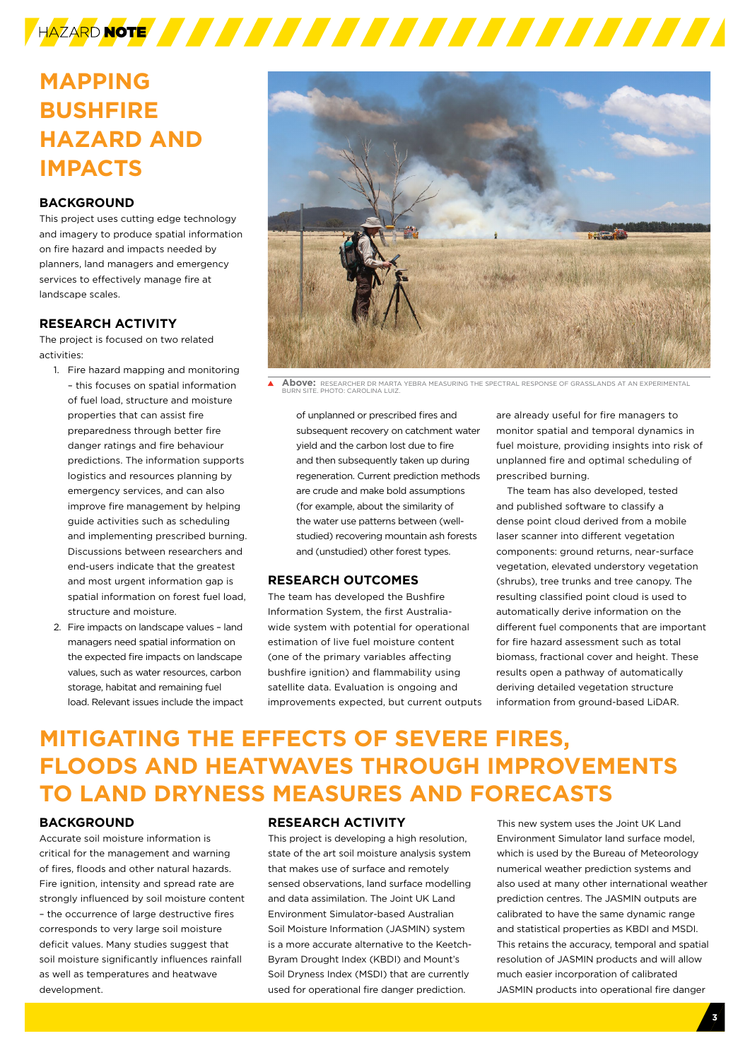# MAPPING BUSHFIRE HAZARD AND IMPACTS

### BACKGROUND

This project uses cutting edge technology and imagery to produce spatial information on fire hazard and impacts needed by planners, land managers and emergency services to effectively manage fire at landscape scales.

### RESEARCH ACTIVITY

The project is focused on two related activities:

1. Fire hazard mapping and monitoring – this focuses on spatial information of fuel load, structure and moisture properties that can assist fire preparedness through better fire danger ratings and fire behaviour predictions. The information supports logistics and resources planning by emergency services, and can also improve fire management by helping guide activities such as scheduling and implementing prescribed burning. Discussions between researchers and end-users indicate that the greatest and most urgent information gap is spatial information on forest fuel load, structure and moisture.
2. Fire impacts on landscape values – land managers need spatial information on the expected fire impacts on landscape values, such as water resources, carbon storage, habitat and remaining fuel load. Relevant issues include the impact of unplanned or prescribed fires and subsequent recovery on catchment water yield and the carbon lost due to fire and then subsequently taken up during regeneration. Current prediction methods are crude and make bold assumptions (for example, about the similarity of the water use patterns between (well-studied) recovering mountain ash forests and (unstudied) other forest types.

**Above:** RESEARCHER DR MARTA YEBRA MEASURING THE SPECTRAL RESPONSE OF GRASSLANDS AT AN EXPERIMENTAL BURN SITE. PHOTO: CAROLINA LUIZ.

### RESEARCH OUTCOMES

The team has developed the Bushfire Information System, the first Australia-wide system with potential for operational estimation of live fuel moisture content (one of the primary variables affecting bushfire ignition) and flammability using satellite data. Evaluation is ongoing and improvements expected, but current outputs are already useful for fire managers to monitor spatial and temporal dynamics in fuel moisture, providing insights into risk of unplanned fire and optimal scheduling of prescribed burning.

The team has also developed, tested and published software to classify a dense point cloud derived from a mobile laser scanner into different vegetation components: ground returns, near-surface vegetation, elevated understory vegetation (shrubs), tree trunks and tree canopy. The resulting classified point cloud is used to automatically derive information on the different fuel components that are important for fire hazard assessment such as total biomass, fractional cover and height. These results open a pathway of automatically deriving detailed vegetation structure information from ground-based LiDAR.

# MITIGATING THE EFFECTS OF SEVERE FIRES, FLOODS AND HEATWAVES THROUGH IMPROVEMENTS TO LAND DRYNESS MEASURES AND FORECASTS

### BACKGROUND

Accurate soil moisture information is critical for the management and warning of fires, floods and other natural hazards. Fire ignition, intensity and spread rate are strongly influenced by soil moisture content – the occurrence of large destructive fires corresponds to very large soil moisture deficit values. Many studies suggest that soil moisture significantly influences rainfall as well as temperatures and heatwave development.

### RESEARCH ACTIVITY

This project is developing a high resolution, state of the art soil moisture analysis system that makes use of surface and remotely sensed observations, land surface modelling and data assimilation. The Joint UK Land Environment Simulator-based Australian Soil Moisture Information (JASMIN) system is a more accurate alternative to the Keetch-Byram Drought Index (KBDI) and Mount's Soil Dryness Index (MSDI) that are currently used for operational fire danger prediction.

This new system uses the Joint UK Land Environment Simulator land surface model, which is used by the Bureau of Meteorology numerical weather prediction systems and also used at many other international weather prediction centres. The JASMIN outputs are calibrated to have the same dynamic range and statistical properties as KBDI and MSDI. This retains the accuracy, temporal and spatial resolution of JASMIN products and will allow much easier incorporation of calibrated JASMIN products into operational fire danger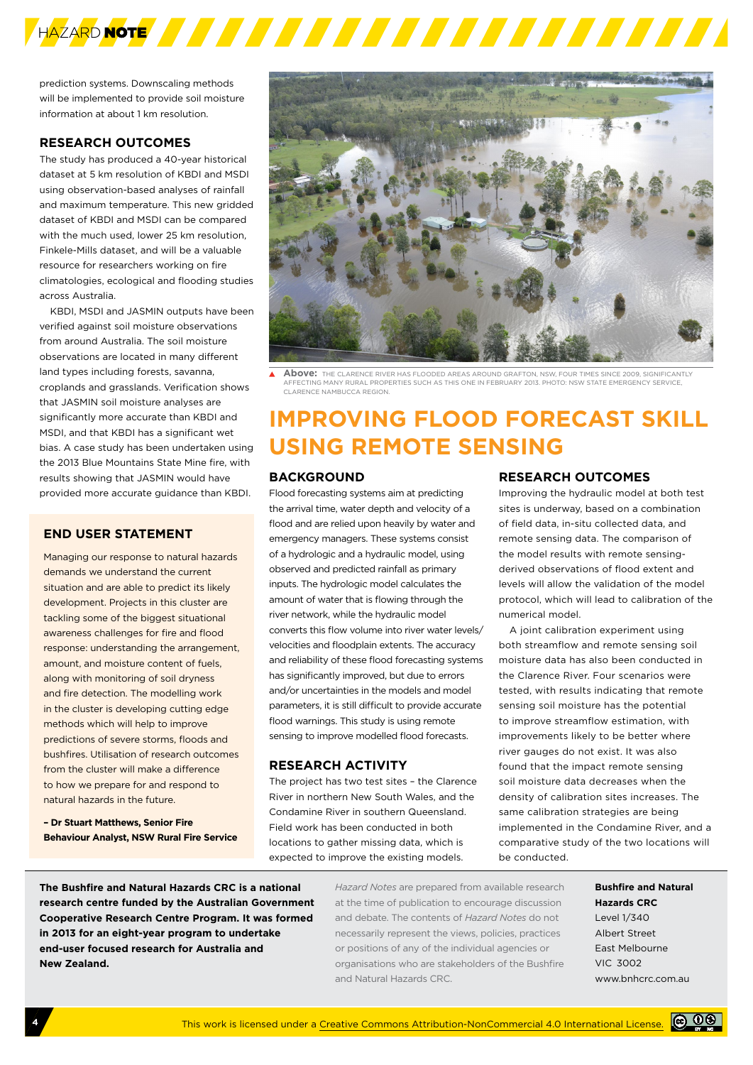prediction systems. Downscaling methods will be implemented to provide soil moisture information at about 1 km resolution.

### RESEARCH OUTCOMES

The study has produced a 40-year historical dataset at 5 km resolution of KBDI and MSDI using observation-based analyses of rainfall and maximum temperature. This new gridded dataset of KBDI and MSDI can be compared with the much used, lower 25 km resolution, Finkele-Mills dataset, and will be a valuable resource for researchers working on fire climatologies, ecological and flooding studies across Australia.

KBDI, MSDI and JASMIN outputs have been verified against soil moisture observations from around Australia. The soil moisture observations are located in many different land types including forests, savanna, croplands and grasslands. Verification shows that JASMIN soil moisture analyses are significantly more accurate than KBDI and MSDI, and that KBDI has a significant wet bias. A case study has been undertaken using the 2013 Blue Mountains State Mine fire, with results showing that JASMIN would have provided more accurate guidance than KBDI.

### END USER STATEMENT

Managing our response to natural hazards demands we understand the current situation and are able to predict its likely development. Projects in this cluster are tackling some of the biggest situational awareness challenges for fire and flood response: understanding the arrangement, amount, and moisture content of fuels, along with monitoring of soil dryness and fire detection. The modelling work in the cluster is developing cutting edge methods which will help to improve predictions of severe storms, floods and bushfires. Utilisation of research outcomes from the cluster will make a difference to how we prepare for and respond to natural hazards in the future.

**– Dr Stuart Matthews, Senior Fire Behaviour Analyst, NSW Rural Fire Service**

**Above:** THE CLARENCE RIVER HAS FLOODED AREAS AROUND GRAFTON, NSW, FOUR TIMES SINCE 2009, SIGNIFICANTLY AFFECTING MANY RURAL PROPERTIES SUCH AS THIS ONE IN FEBRUARY 2013. PHOTO: NSW STATE EMERGENCY SERVICE, CLARENCE NAMBUCCA REGION.

## IMPROVING FLOOD FORECAST SKILL USING REMOTE SENSING

### BACKGROUND

Flood forecasting systems aim at predicting the arrival time, water depth and velocity of a flood and are relied upon heavily by water and emergency managers. These systems consist of a hydrologic and a hydraulic model, using observed and predicted rainfall as primary inputs. The hydrologic model calculates the amount of water that is flowing through the river network, while the hydraulic model converts this flow volume into river water levels/velocities and floodplain extents. The accuracy and reliability of these flood forecasting systems has significantly improved, but due to errors and/or uncertainties in the models and model parameters, it is still difficult to provide accurate flood warnings. This study is using remote sensing to improve modelled flood forecasts.

### RESEARCH ACTIVITY

The project has two test sites – the Clarence River in northern New South Wales, and the Condamine River in southern Queensland. Field work has been conducted in both locations to gather missing data, which is expected to improve the existing models.

### RESEARCH OUTCOMES

Improving the hydraulic model at both test sites is underway, based on a combination of field data, in-situ collected data, and remote sensing data. The comparison of the model results with remote sensing-derived observations of flood extent and levels will allow the validation of the model protocol, which will lead to calibration of the numerical model.

A joint calibration experiment using both streamflow and remote sensing soil moisture data has also been conducted in the Clarence River. Four scenarios were tested, with results indicating that remote sensing soil moisture has the potential to improve streamflow estimation, with improvements likely to be better where river gauges do not exist. It was also found that the impact remote sensing soil moisture data decreases when the density of calibration sites increases. The same calibration strategies are being implemented in the Condamine River, and a comparative study of the two locations will be conducted.

**The Bushfire and Natural Hazards CRC is a national research centre funded by the Australian Government Cooperative Research Centre Program. It was formed in 2013 for an eight-year program to undertake end-user focused research for Australia and New Zealand.**

*Hazard Notes* are prepared from available research at the time of publication to encourage discussion and debate. The contents of *Hazard Notes* do not necessarily represent the views, policies, practices or positions of any of the individual agencies or organisations who are stakeholders of the Bushfire and Natural Hazards CRC.

**Bushfire and Natural Hazards CRC**
Level 1/340
Albert Street
East Melbourne
VIC 3002
www.bnhcrc.com.au

This work is licensed under a Creative Commons Attribution-NonCommercial 4.0 International License.